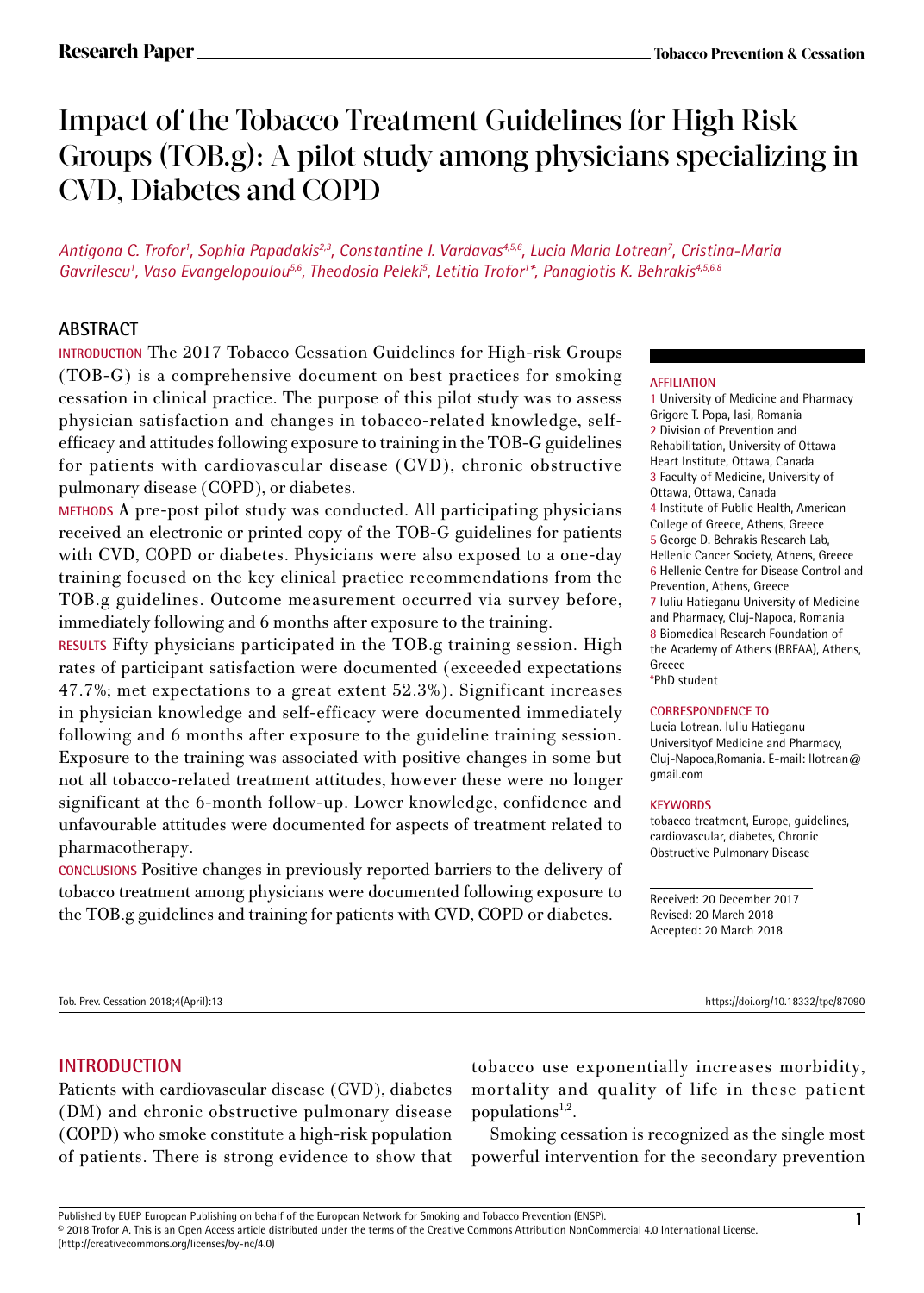Research Paper

# Impact of the Tobacco Treatment Guidelines for High Risk Groups (TOB.g): A pilot study among physicians specializing in CVD, Diabetes and COPD

*Antigona C. Trofor[1], Sophia Papadakis[2,3], Constantine I. Vardavas[4,5,6], Lucia Maria Lotrean[7], Cristina-Maria Gavrilescu[1], Vaso Evangelopoulou[5,6], Theodosia Peleki[5], Letitia Trofor[1*], Panagiotis K. Behrakis[4,5,6,8]*

## ABSTRACT

**INTRODUCTION** The 2017 Tobacco Cessation Guidelines for High-risk Groups (TOB-G) is a comprehensive document on best practices for smoking cessation in clinical practice. The purpose of this pilot study was to assess physician satisfaction and changes in tobacco-related knowledge, self-efficacy and attitudes following exposure to training in the TOB-G guidelines for patients with cardiovascular disease (CVD), chronic obstructive pulmonary disease (COPD), or diabetes.

**METHODS** A pre-post pilot study was conducted. All participating physicians received an electronic or printed copy of the TOB-G guidelines for patients with CVD, COPD or diabetes. Physicians were also exposed to a one-day training focused on the key clinical practice recommendations from the TOB.g guidelines. Outcome measurement occurred via survey before, immediately following and 6 months after exposure to the training.

**RESULTS** Fifty physicians participated in the TOB.g training session. High rates of participant satisfaction were documented (exceeded expectations 47.7%; met expectations to a great extent 52.3%). Significant increases in physician knowledge and self-efficacy were documented immediately following and 6 months after exposure to the guideline training session. Exposure to the training was associated with positive changes in some but not all tobacco-related treatment attitudes, however these were no longer significant at the 6-month follow-up. Lower knowledge, confidence and unfavourable attitudes were documented for aspects of treatment related to pharmacotherapy.

**CONCLUSIONS** Positive changes in previously reported barriers to the delivery of tobacco treatment among physicians were documented following exposure to the TOB.g guidelines and training for patients with CVD, COPD or diabetes.

**AFFILIATION**
1 University of Medicine and Pharmacy Grigore T. Popa, Iasi, Romania
2 Division of Prevention and Rehabilitation, University of Ottawa Heart Institute, Ottawa, Canada
3 Faculty of Medicine, University of Ottawa, Ottawa, Canada
4 Institute of Public Health, American College of Greece, Athens, Greece
5 George D. Behrakis Research Lab, Hellenic Cancer Society, Athens, Greece
6 Hellenic Centre for Disease Control and Prevention, Athens, Greece
7 Iuliu Hatieganu University of Medicine and Pharmacy, Cluj-Napoca, Romania
8 Biomedical Research Foundation of the Academy of Athens (BRFAA), Athens, Greece
*PhD student

**CORRESPONDENCE TO**
Lucia Lotrean. Iuliu Hatieganu Universityof Medicine and Pharmacy, Cluj-Napoca,Romania. E-mail: llotrean@gmail.com

**KEYWORDS**
tobacco treatment, Europe, guidelines, cardiovascular, diabetes, Chronic Obstructive Pulmonary Disease

Received: 20 December 2017
Revised: 20 March 2018
Accepted: 20 March 2018

Tob. Prev. Cessation 2018;4(April):13 https://doi.org/10.18332/tpc/87090

## INTRODUCTION

Patients with cardiovascular disease (CVD), diabetes (DM) and chronic obstructive pulmonary disease (COPD) who smoke constitute a high-risk population of patients. There is strong evidence to show that tobacco use exponentially increases morbidity, mortality and quality of life in these patient populations[1,2].

Smoking cessation is recognized as the single most powerful intervention for the secondary prevention

Published by EUEP European Publishing on behalf of the European Network for Smoking and Tobacco Prevention (ENSP).
© 2018 Trofor A. This is an Open Access article distributed under the terms of the Creative Commons Attribution NonCommercial 4.0 International License. (http://creativecommons.org/licenses/by-nc/4.0)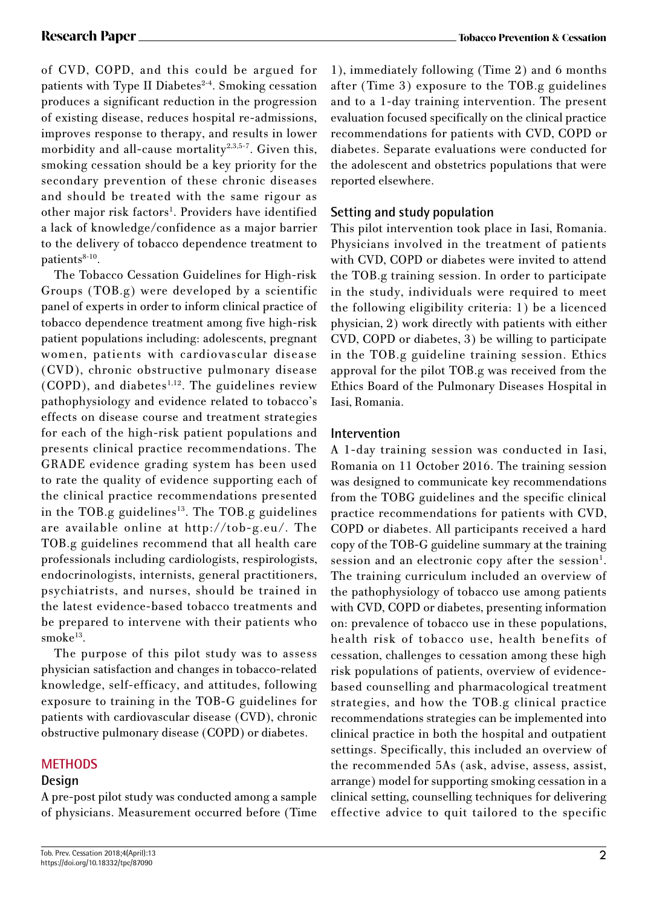of CVD, COPD, and this could be argued for patients with Type II Diabetes[2-4]. Smoking cessation produces a significant reduction in the progression of existing disease, reduces hospital re-admissions, improves response to therapy, and results in lower morbidity and all-cause mortality[2,3,5-7]. Given this, smoking cessation should be a key priority for the secondary prevention of these chronic diseases and should be treated with the same rigour as other major risk factors[1]. Providers have identified a lack of knowledge/confidence as a major barrier to the delivery of tobacco dependence treatment to patients[8-10].

The Tobacco Cessation Guidelines for High-risk Groups (TOB.g) were developed by a scientific panel of experts in order to inform clinical practice of tobacco dependence treatment among five high-risk patient populations including: adolescents, pregnant women, patients with cardiovascular disease (CVD), chronic obstructive pulmonary disease (COPD), and diabetes[1,12]. The guidelines review pathophysiology and evidence related to tobacco's effects on disease course and treatment strategies for each of the high-risk patient populations and presents clinical practice recommendations. The GRADE evidence grading system has been used to rate the quality of evidence supporting each of the clinical practice recommendations presented in the TOB.g guidelines[13]. The TOB.g guidelines are available online at http://tob-g.eu/. The TOB.g guidelines recommend that all health care professionals including cardiologists, respirologists, endocrinologists, internists, general practitioners, psychiatrists, and nurses, should be trained in the latest evidence-based tobacco treatments and be prepared to intervene with their patients who smoke[13].

The purpose of this pilot study was to assess physician satisfaction and changes in tobacco-related knowledge, self-efficacy, and attitudes, following exposure to training in the TOB-G guidelines for patients with cardiovascular disease (CVD), chronic obstructive pulmonary disease (COPD) or diabetes.

## METHODS

### Design

A pre-post pilot study was conducted among a sample of physicians. Measurement occurred before (Time 1), immediately following (Time 2) and 6 months after (Time 3) exposure to the TOB.g guidelines and to a 1-day training intervention. The present evaluation focused specifically on the clinical practice recommendations for patients with CVD, COPD or diabetes. Separate evaluations were conducted for the adolescent and obstetrics populations that were reported elsewhere.

### Setting and study population

This pilot intervention took place in Iasi, Romania. Physicians involved in the treatment of patients with CVD, COPD or diabetes were invited to attend the TOB.g training session. In order to participate in the study, individuals were required to meet the following eligibility criteria: 1) be a licenced physician, 2) work directly with patients with either CVD, COPD or diabetes, 3) be willing to participate in the TOB.g guideline training session. Ethics approval for the pilot TOB.g was received from the Ethics Board of the Pulmonary Diseases Hospital in Iasi, Romania.

### Intervention

A 1-day training session was conducted in Iasi, Romania on 11 October 2016. The training session was designed to communicate key recommendations from the TOBG guidelines and the specific clinical practice recommendations for patients with CVD, COPD or diabetes. All participants received a hard copy of the TOB-G guideline summary at the training session and an electronic copy after the session[1]. The training curriculum included an overview of the pathophysiology of tobacco use among patients with CVD, COPD or diabetes, presenting information on: prevalence of tobacco use in these populations, health risk of tobacco use, health benefits of cessation, challenges to cessation among these high risk populations of patients, overview of evidence-based counselling and pharmacological treatment strategies, and how the TOB.g clinical practice recommendations strategies can be implemented into clinical practice in both the hospital and outpatient settings. Specifically, this included an overview of the recommended 5As (ask, advise, assess, assist, arrange) model for supporting smoking cessation in a clinical setting, counselling techniques for delivering effective advice to quit tailored to the specific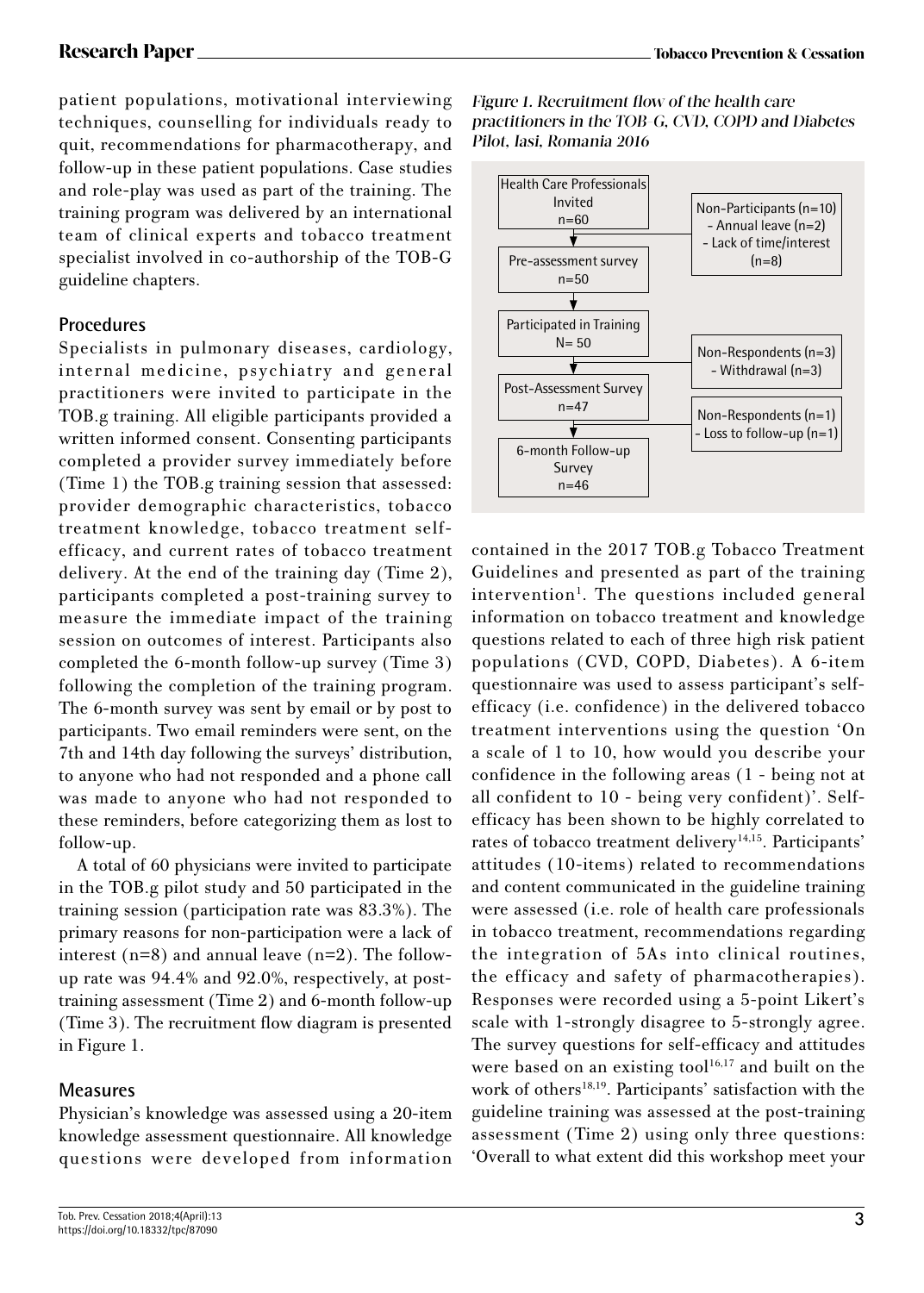patient populations, motivational interviewing techniques, counselling for individuals ready to quit, recommendations for pharmacotherapy, and follow-up in these patient populations. Case studies and role-play was used as part of the training. The training program was delivered by an international team of clinical experts and tobacco treatment specialist involved in co-authorship of the TOB-G guideline chapters.

### Procedures

Specialists in pulmonary diseases, cardiology, internal medicine, psychiatry and general practitioners were invited to participate in the TOB.g training. All eligible participants provided a written informed consent. Consenting participants completed a provider survey immediately before (Time 1) the TOB.g training session that assessed: provider demographic characteristics, tobacco treatment knowledge, tobacco treatment self-efficacy, and current rates of tobacco treatment delivery. At the end of the training day (Time 2), participants completed a post-training survey to measure the immediate impact of the training session on outcomes of interest. Participants also completed the 6-month follow-up survey (Time 3) following the completion of the training program. The 6-month survey was sent by email or by post to participants. Two email reminders were sent, on the 7th and 14th day following the surveys' distribution, to anyone who had not responded and a phone call was made to anyone who had not responded to these reminders, before categorizing them as lost to follow-up.

A total of 60 physicians were invited to participate in the TOB.g pilot study and 50 participated in the training session (participation rate was 83.3%). The primary reasons for non-participation were a lack of interest (n=8) and annual leave (n=2). The follow-up rate was 94.4% and 92.0%, respectively, at post-training assessment (Time 2) and 6-month follow-up (Time 3). The recruitment flow diagram is presented in Figure 1.

### Measures

Physician's knowledge was assessed using a 20-item knowledge assessment questionnaire. All knowledge questions were developed from information contained in the 2017 TOB.g Tobacco Treatment Guidelines and presented as part of the training intervention[1]. The questions included general information on tobacco treatment and knowledge questions related to each of three high risk patient populations (CVD, COPD, Diabetes). A 6-item questionnaire was used to assess participant's self-efficacy (i.e. confidence) in the delivered tobacco treatment interventions using the question 'On a scale of 1 to 10, how would you describe your confidence in the following areas (1 - being not at all confident to 10 - being very confident)'. Self-efficacy has been shown to be highly correlated to rates of tobacco treatment delivery[14,15]. Participants' attitudes (10-items) related to recommendations and content communicated in the guideline training were assessed (i.e. role of health care professionals in tobacco treatment, recommendations regarding the integration of 5As into clinical routines, the efficacy and safety of pharmacotherapies). Responses were recorded using a 5-point Likert's scale with 1-strongly disagree to 5-strongly agree. The survey questions for self-efficacy and attitudes were based on an existing tool[16,17] and built on the work of others[18,19]. Participants' satisfaction with the guideline training was assessed at the post-training assessment (Time 2) using only three questions: 'Overall to what extent did this workshop meet your

*Figure 1. Recruitment flow of the health care practitioners in the TOB-G, CVD, COPD and Diabetes Pilot, Iasi, Romania 2016*

- Health Care Professionals Invited n=60
  - Non-Participants (n=10): Annual leave (n=2); Lack of time/interest (n=8)
- Pre-assessment survey n=50
- Participated in Training N= 50
  - Non-Respondents (n=3): Withdrawal (n=3)
- Post-Assessment Survey n=47
  - Non-Respondents (n=1): Loss to follow-up (n=1)
- 6-month Follow-up Survey n=46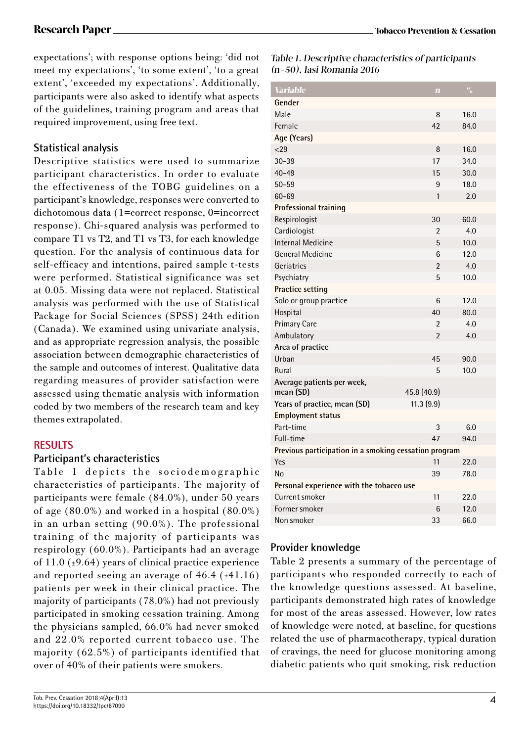expectations'; with response options being: 'did not meet my expectations', 'to some extent', 'to a great extent', 'exceeded my expectations'. Additionally, participants were also asked to identify what aspects of the guidelines, training program and areas that required improvement, using free text.

### Statistical analysis

Descriptive statistics were used to summarize participant characteristics. In order to evaluate the effectiveness of the TOBG guidelines on a participant's knowledge, responses were converted to dichotomous data (1=correct response, 0=incorrect response). Chi-squared analysis was performed to compare T1 vs T2, and T1 vs T3, for each knowledge question. For the analysis of continuous data for self-efficacy and intentions, paired sample t-tests were performed. Statistical significance was set at 0.05. Missing data were not replaced. Statistical analysis was performed with the use of Statistical Package for Social Sciences (SPSS) 24th edition (Canada). We examined using univariate analysis, and as appropriate regression analysis, the possible association between demographic characteristics of the sample and outcomes of interest. Qualitative data regarding measures of provider satisfaction were assessed using thematic analysis with information coded by two members of the research team and key themes extrapolated.

## RESULTS

### Participant's characteristics

Table 1 depicts the sociodemographic characteristics of participants. The majority of participants were female (84.0%), under 50 years of age (80.0%) and worked in a hospital (80.0%) in an urban setting (90.0%). The professional training of the majority of participants was respirology (60.0%). Participants had an average of 11.0 (±9.64) years of clinical practice experience and reported seeing an average of 46.4 (±41.16) patients per week in their clinical practice. The majority of participants (78.0%) had not previously participated in smoking cessation training. Among the physicians sampled, 66.0% had never smoked and 22.0% reported current tobacco use. The majority (62.5%) of participants identified that over of 40% of their patients were smokers.

*Table 1. Descriptive characteristics of participants (n=50), Iasi Romania 2016*

| Variable | n | % |
|---|---|---|
| **Gender** | | |
| Male | 8 | 16.0 |
| Female | 42 | 84.0 |
| **Age (Years)** | | |
| <29 | 8 | 16.0 |
| 30–39 | 17 | 34.0 |
| 40–49 | 15 | 30.0 |
| 50–59 | 9 | 18.0 |
| 60–69 | 1 | 2.0 |
| **Professional training** | | |
| Respirologist | 30 | 60.0 |
| Cardiologist | 2 | 4.0 |
| Internal Medicine | 5 | 10.0 |
| General Medicine | 6 | 12.0 |
| Geriatrics | 2 | 4.0 |
| Psychiatry | 5 | 10.0 |
| **Practice setting** | | |
| Solo or group practice | 6 | 12.0 |
| Hospital | 40 | 80.0 |
| Primary Care | 2 | 4.0 |
| Ambulatory | 2 | 4.0 |
| **Area of practice** | | |
| Urban | 45 | 90.0 |
| Rural | 5 | 10.0 |
| **Average patients per week, mean (SD)** | 45.8 (40.9) | |
| **Years of practice, mean (SD)** | 11.3 (9.9) | |
| **Employment status** | | |
| Part-time | 3 | 6.0 |
| Full-time | 47 | 94.0 |
| **Previous participation in a smoking cessation program** | | |
| Yes | 11 | 22.0 |
| No | 39 | 78.0 |
| **Personal experience with the tobacco use** | | |
| Current smoker | 11 | 22.0 |
| Former smoker | 6 | 12.0 |
| Non smoker | 33 | 66.0 |

### Provider knowledge

Table 2 presents a summary of the percentage of participants who responded correctly to each of the knowledge questions assessed. At baseline, participants demonstrated high rates of knowledge for most of the areas assessed. However, low rates of knowledge were noted, at baseline, for questions related the use of pharmacotherapy, typical duration of cravings, the need for glucose monitoring among diabetic patients who quit smoking, risk reduction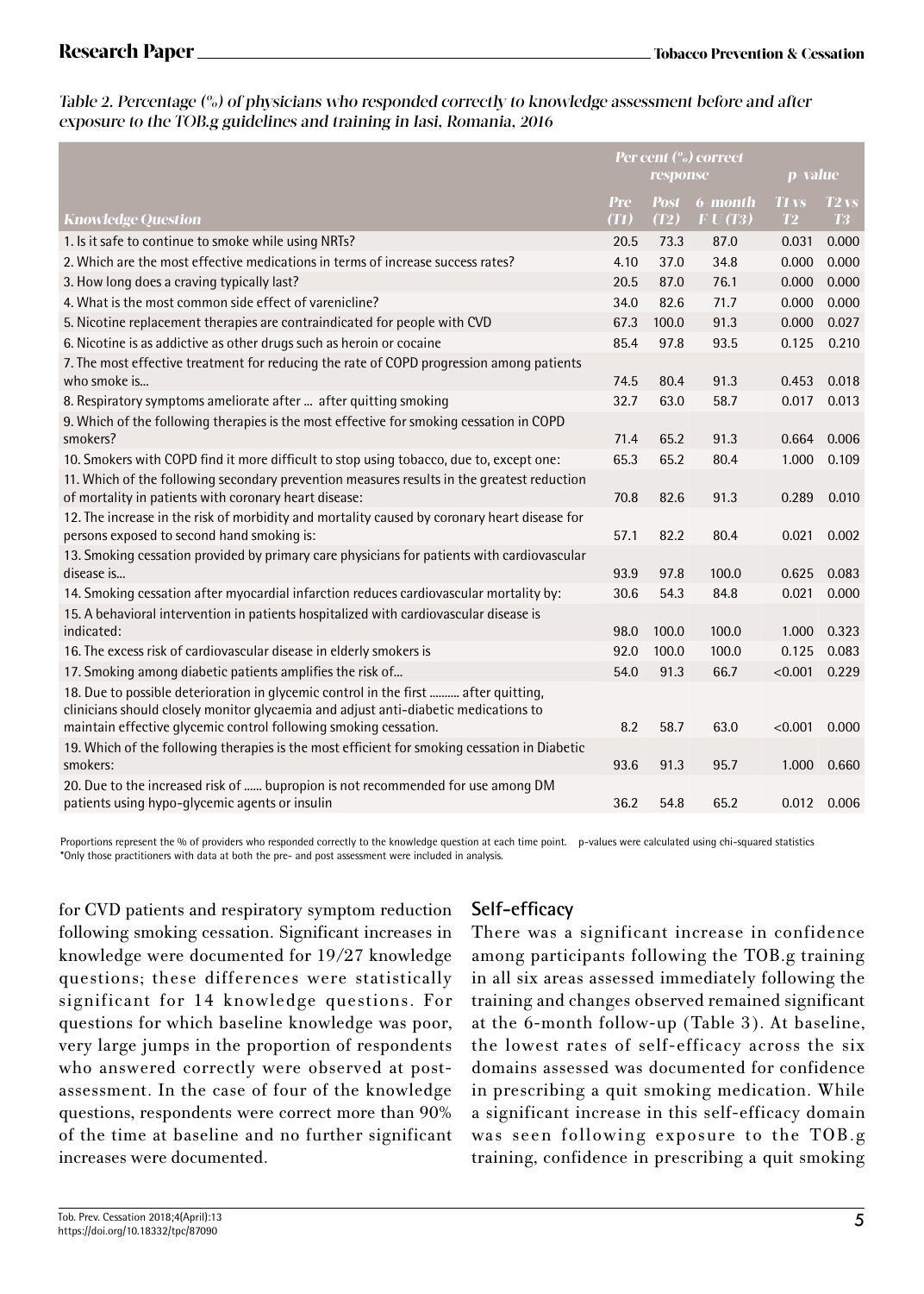*Table 2. Percentage (%) of physicians who responded correctly to knowledge assessment before and after exposure to the TOB.g guidelines and training in Iasi, Romania, 2016*

| Knowledge Question | Per cent (%) correct response | | | p-value | |
|---|---|---|---|---|---|
| | Pre (T1) | Post (T2) | 6-month F-U (T3) | T1 vs T2 | T2 vs T3 |
| 1. Is it safe to continue to smoke while using NRTs? | 20.5 | 73.3 | 87.0 | 0.031 | 0.000 |
| 2. Which are the most effective medications in terms of increase success rates? | 4.10 | 37.0 | 34.8 | 0.000 | 0.000 |
| 3. How long does a craving typically last? | 20.5 | 87.0 | 76.1 | 0.000 | 0.000 |
| 4. What is the most common side effect of varenicline? | 34.0 | 82.6 | 71.7 | 0.000 | 0.000 |
| 5. Nicotine replacement therapies are contraindicated for people with CVD | 67.3 | 100.0 | 91.3 | 0.000 | 0.027 |
| 6. Nicotine is as addictive as other drugs such as heroin or cocaine | 85.4 | 97.8 | 93.5 | 0.125 | 0.210 |
| 7. The most effective treatment for reducing the rate of COPD progression among patients who smoke is... | 74.5 | 80.4 | 91.3 | 0.453 | 0.018 |
| 8. Respiratory symptoms ameliorate after ... after quitting smoking | 32.7 | 63.0 | 58.7 | 0.017 | 0.013 |
| 9. Which of the following therapies is the most effective for smoking cessation in COPD smokers? | 71.4 | 65.2 | 91.3 | 0.664 | 0.006 |
| 10. Smokers with COPD find it more difficult to stop using tobacco, due to, except one: | 65.3 | 65.2 | 80.4 | 1.000 | 0.109 |
| 11. Which of the following secondary prevention measures results in the greatest reduction of mortality in patients with coronary heart disease: | 70.8 | 82.6 | 91.3 | 0.289 | 0.010 |
| 12. The increase in the risk of morbidity and mortality caused by coronary heart disease for persons exposed to second hand smoking is: | 57.1 | 82.2 | 80.4 | 0.021 | 0.002 |
| 13. Smoking cessation provided by primary care physicians for patients with cardiovascular disease is... | 93.9 | 97.8 | 100.0 | 0.625 | 0.083 |
| 14. Smoking cessation after myocardial infarction reduces cardiovascular mortality by: | 30.6 | 54.3 | 84.8 | 0.021 | 0.000 |
| 15. A behavioral intervention in patients hospitalized with cardiovascular disease is indicated: | 98.0 | 100.0 | 100.0 | 1.000 | 0.323 |
| 16. The excess risk of cardiovascular disease in elderly smokers is | 92.0 | 100.0 | 100.0 | 0.125 | 0.083 |
| 17. Smoking among diabetic patients amplifies the risk of... | 54.0 | 91.3 | 66.7 | <0.001 | 0.229 |
| 18. Due to possible deterioration in glycemic control in the first .......... after quitting, clinicians should closely monitor glycaemia and adjust anti-diabetic medications to maintain effective glycemic control following smoking cessation. | 8.2 | 58.7 | 63.0 | <0.001 | 0.000 |
| 19. Which of the following therapies is the most efficient for smoking cessation in Diabetic smokers: | 93.6 | 91.3 | 95.7 | 1.000 | 0.660 |
| 20. Due to the increased risk of ...... bupropion is not recommended for use among DM patients using hypo-glycemic agents or insulin | 36.2 | 54.8 | 65.2 | 0.012 | 0.006 |

Proportions represent the % of providers who responded correctly to the knowledge question at each time point. p-values were calculated using chi-squared statistics
*Only those practitioners with data at both the pre- and post assessment were included in analysis.

for CVD patients and respiratory symptom reduction following smoking cessation. Significant increases in knowledge were documented for 19/27 knowledge questions; these differences were statistically significant for 14 knowledge questions. For questions for which baseline knowledge was poor, very large jumps in the proportion of respondents who answered correctly were observed at post-assessment. In the case of four of the knowledge questions, respondents were correct more than 90% of the time at baseline and no further significant increases were documented.

## Self-efficacy

There was a significant increase in confidence among participants following the TOB.g training in all six areas assessed immediately following the training and changes observed remained significant at the 6-month follow-up (Table 3). At baseline, the lowest rates of self-efficacy across the six domains assessed was documented for confidence in prescribing a quit smoking medication. While a significant increase in this self-efficacy domain was seen following exposure to the TOB.g training, confidence in prescribing a quit smoking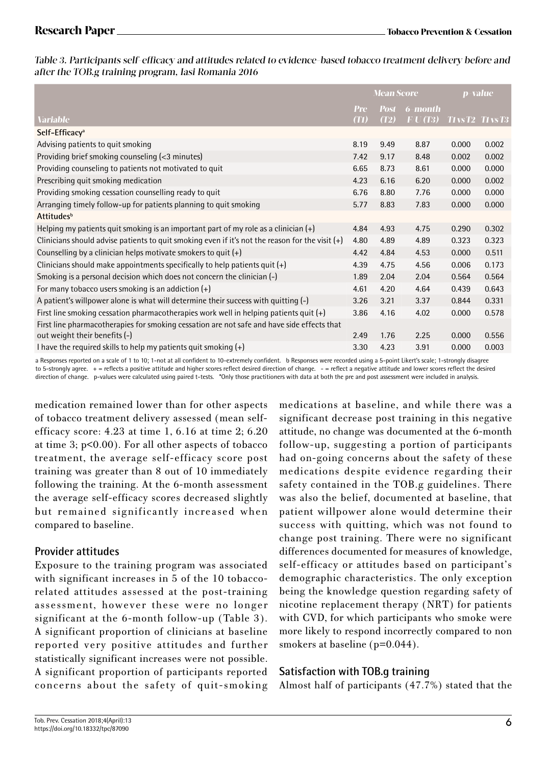*Table 3. Participants self-efficacy and attitudes related to evidence-based tobacco treatment delivery before and after the TOB.g training program, Iasi Romania 2016*

| Variable | Mean Score | | | p-value | |
|---|---|---|---|---|---|
| | Pre (T1) | Post (T2) | 6-month F-U (T3) | T1 vs T2 | T1 vs T3 |
| **Self-Efficacy**[a] | | | | | |
| Advising patients to quit smoking | 8.19 | 9.49 | 8.87 | 0.000 | 0.002 |
| Providing brief smoking counseling (<3 minutes) | 7.42 | 9.17 | 8.48 | 0.002 | 0.002 |
| Providing counseling to patients not motivated to quit | 6.65 | 8.73 | 8.61 | 0.000 | 0.000 |
| Prescribing quit smoking medication | 4.23 | 6.16 | 6.20 | 0.000 | 0.002 |
| Providing smoking cessation counselling ready to quit | 6.76 | 8.80 | 7.76 | 0.000 | 0.000 |
| Arranging timely follow-up for patients planning to quit smoking | 5.77 | 8.83 | 7.83 | 0.000 | 0.000 |
| **Attitudes**[b] | | | | | |
| Helping my patients quit smoking is an important part of my role as a clinician (+) | 4.84 | 4.93 | 4.75 | 0.290 | 0.302 |
| Clinicians should advise patients to quit smoking even if it's not the reason for the visit (+) | 4.80 | 4.89 | 4.89 | 0.323 | 0.323 |
| Counselling by a clinician helps motivate smokers to quit (+) | 4.42 | 4.84 | 4.53 | 0.000 | 0.511 |
| Clinicians should make appointments specifically to help patients quit (+) | 4.39 | 4.75 | 4.56 | 0.006 | 0.173 |
| Smoking is a personal decision which does not concern the clinician (-) | 1.89 | 2.04 | 2.04 | 0.564 | 0.564 |
| For many tobacco users smoking is an addiction (+) | 4.61 | 4.20 | 4.64 | 0.439 | 0.643 |
| A patient's willpower alone is what will determine their success with quitting (-) | 3.26 | 3.21 | 3.37 | 0.844 | 0.331 |
| First line smoking cessation pharmacotherapies work well in helping patients quit (+) | 3.86 | 4.16 | 4.02 | 0.000 | 0.578 |
| First line pharmacotherapies for smoking cessation are not safe and have side effects that out weight their benefits (-) | 2.49 | 1.76 | 2.25 | 0.000 | 0.556 |
| I have the required skills to help my patients quit smoking (+) | 3.30 | 4.23 | 3.91 | 0.000 | 0.003 |

a Responses reported on a scale of 1 to 10; 1-not at all confident to 10-extremely confident. b Responses were recorded using a 5-point Likert's scale; 1-strongly disagree to 5-strongly agree. + = reflects a positive attitude and higher scores reflect desired direction of change. - = reflect a negative attitude and lower scores reflect the desired direction of change. p-values were calculated using paired t-tests. *Only those practitioners with data at both the pre and post assessment were included in analysis.

medication remained lower than for other aspects of tobacco treatment delivery assessed (mean self-efficacy score: 4.23 at time 1, 6.16 at time 2; 6.20 at time 3; $p<0.00$). For all other aspects of tobacco treatment, the average self-efficacy score post training was greater than 8 out of 10 immediately following the training. At the 6-month assessment the average self-efficacy scores decreased slightly but remained significantly increased when compared to baseline.

## Provider attitudes

Exposure to the training program was associated with significant increases in 5 of the 10 tobacco-related attitudes assessed at the post-training assessment, however these were no longer significant at the 6-month follow-up (Table 3). A significant proportion of clinicians at baseline reported very positive attitudes and further statistically significant increases were not possible. A significant proportion of participants reported concerns about the safety of quit-smoking medications at baseline, and while there was a significant decrease post training in this negative attitude, no change was documented at the 6-month follow-up, suggesting a portion of participants had on-going concerns about the safety of these medications despite evidence regarding their safety contained in the TOB.g guidelines. There was also the belief, documented at baseline, that patient willpower alone would determine their success with quitting, which was not found to change post training. There were no significant differences documented for measures of knowledge, self-efficacy or attitudes based on participant's demographic characteristics. The only exception being the knowledge question regarding safety of nicotine replacement therapy (NRT) for patients with CVD, for which participants who smoke were more likely to respond incorrectly compared to non smokers at baseline ($p=0.044$).

## Satisfaction with TOB.g training

Almost half of participants (47.7%) stated that the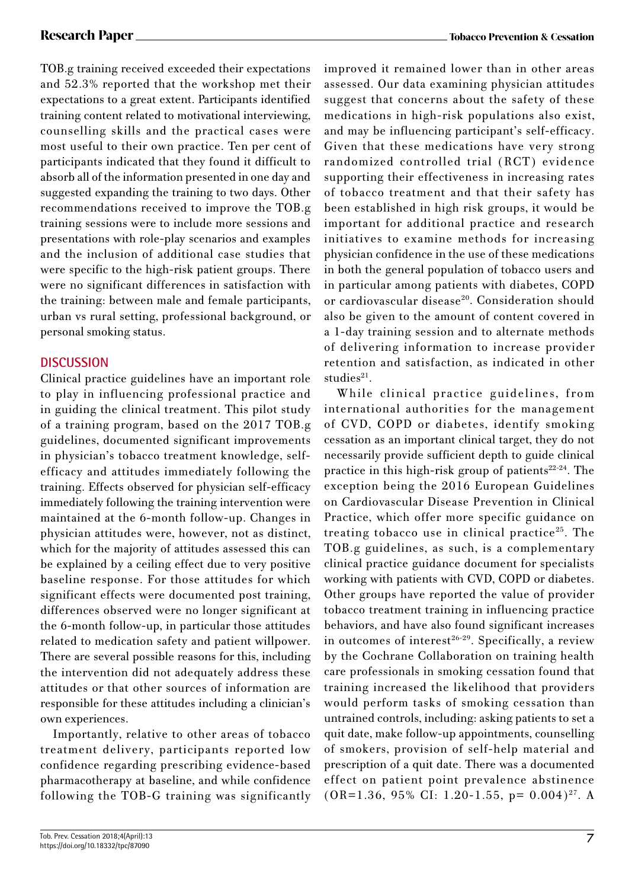TOB.g training received exceeded their expectations and 52.3% reported that the workshop met their expectations to a great extent. Participants identified training content related to motivational interviewing, counselling skills and the practical cases were most useful to their own practice. Ten per cent of participants indicated that they found it difficult to absorb all of the information presented in one day and suggested expanding the training to two days. Other recommendations received to improve the TOB.g training sessions were to include more sessions and presentations with role-play scenarios and examples and the inclusion of additional case studies that were specific to the high-risk patient groups. There were no significant differences in satisfaction with the training: between male and female participants, urban vs rural setting, professional background, or personal smoking status.

## DISCUSSION

Clinical practice guidelines have an important role to play in influencing professional practice and in guiding the clinical treatment. This pilot study of a training program, based on the 2017 TOB.g guidelines, documented significant improvements in physician's tobacco treatment knowledge, self-efficacy and attitudes immediately following the training. Effects observed for physician self-efficacy immediately following the training intervention were maintained at the 6-month follow-up. Changes in physician attitudes were, however, not as distinct, which for the majority of attitudes assessed this can be explained by a ceiling effect due to very positive baseline response. For those attitudes for which significant effects were documented post training, differences observed were no longer significant at the 6-month follow-up, in particular those attitudes related to medication safety and patient willpower. There are several possible reasons for this, including the intervention did not adequately address these attitudes or that other sources of information are responsible for these attitudes including a clinician's own experiences.

Importantly, relative to other areas of tobacco treatment delivery, participants reported low confidence regarding prescribing evidence-based pharmacotherapy at baseline, and while confidence following the TOB-G training was significantly improved it remained lower than in other areas assessed. Our data examining physician attitudes suggest that concerns about the safety of these medications in high-risk populations also exist, and may be influencing participant's self-efficacy. Given that these medications have very strong randomized controlled trial (RCT) evidence supporting their effectiveness in increasing rates of tobacco treatment and that their safety has been established in high risk groups, it would be important for additional practice and research initiatives to examine methods for increasing physician confidence in the use of these medications in both the general population of tobacco users and in particular among patients with diabetes, COPD or cardiovascular disease[20]. Consideration should also be given to the amount of content covered in a 1-day training session and to alternate methods of delivering information to increase provider retention and satisfaction, as indicated in other studies[21].

While clinical practice guidelines, from international authorities for the management of CVD, COPD or diabetes, identify smoking cessation as an important clinical target, they do not necessarily provide sufficient depth to guide clinical practice in this high-risk group of patients[22-24]. The exception being the 2016 European Guidelines on Cardiovascular Disease Prevention in Clinical Practice, which offer more specific guidance on treating tobacco use in clinical practice[25]. The TOB.g guidelines, as such, is a complementary clinical practice guidance document for specialists working with patients with CVD, COPD or diabetes. Other groups have reported the value of provider tobacco treatment training in influencing practice behaviors, and have also found significant increases in outcomes of interest[26-29]. Specifically, a review by the Cochrane Collaboration on training health care professionals in smoking cessation found that training increased the likelihood that providers would perform tasks of smoking cessation than untrained controls, including: asking patients to set a quit date, make follow-up appointments, counselling of smokers, provision of self-help material and prescription of a quit date. There was a documented effect on patient point prevalence abstinence (OR=1.36, 95% CI: 1.20-1.55, p= 0.004)[27]. A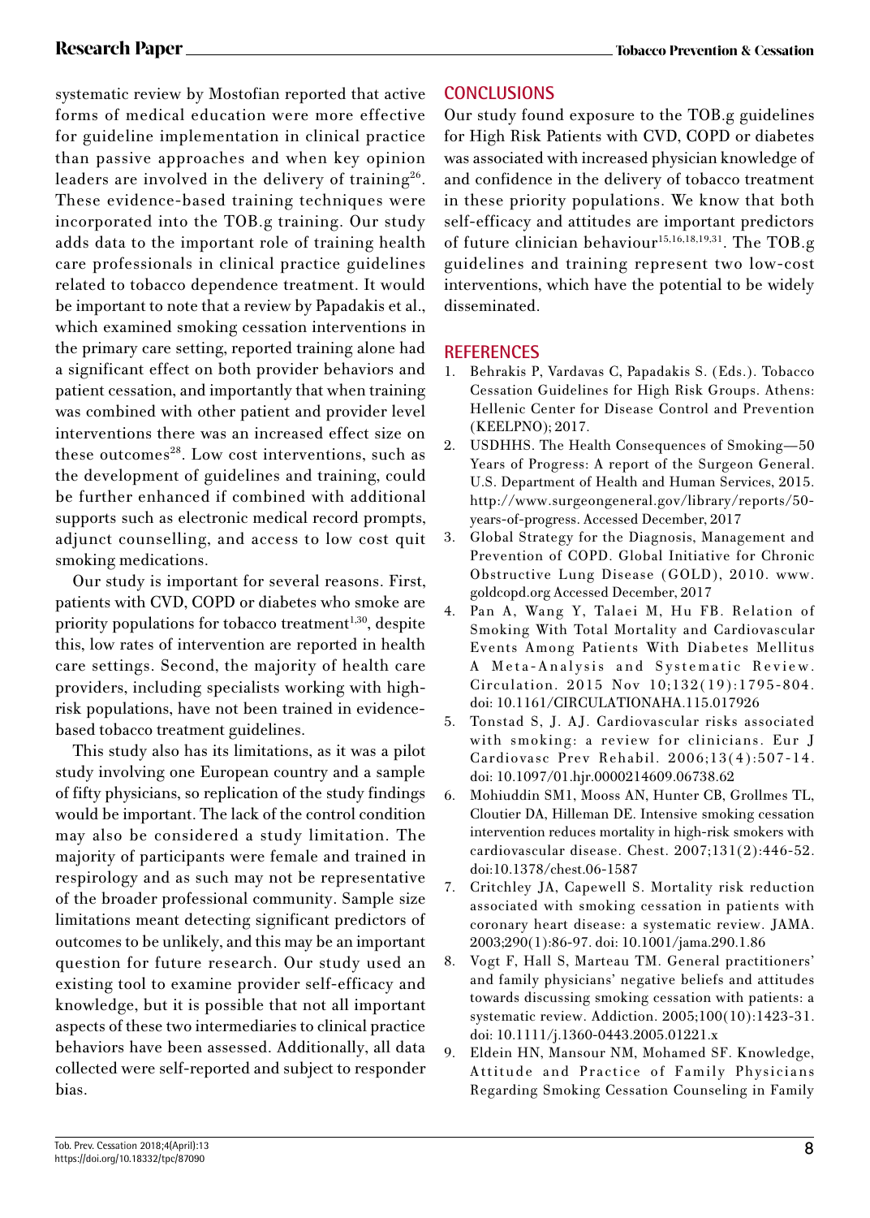systematic review by Mostofian reported that active forms of medical education were more effective for guideline implementation in clinical practice than passive approaches and when key opinion leaders are involved in the delivery of training[26]. These evidence-based training techniques were incorporated into the TOB.g training. Our study adds data to the important role of training health care professionals in clinical practice guidelines related to tobacco dependence treatment. It would be important to note that a review by Papadakis et al., which examined smoking cessation interventions in the primary care setting, reported training alone had a significant effect on both provider behaviors and patient cessation, and importantly that when training was combined with other patient and provider level interventions there was an increased effect size on these outcomes[28]. Low cost interventions, such as the development of guidelines and training, could be further enhanced if combined with additional supports such as electronic medical record prompts, adjunct counselling, and access to low cost quit smoking medications.

Our study is important for several reasons. First, patients with CVD, COPD or diabetes who smoke are priority populations for tobacco treatment[1,30], despite this, low rates of intervention are reported in health care settings. Second, the majority of health care providers, including specialists working with high-risk populations, have not been trained in evidence-based tobacco treatment guidelines.

This study also has its limitations, as it was a pilot study involving one European country and a sample of fifty physicians, so replication of the study findings would be important. The lack of the control condition may also be considered a study limitation. The majority of participants were female and trained in respirology and as such may not be representative of the broader professional community. Sample size limitations meant detecting significant predictors of outcomes to be unlikely, and this may be an important question for future research. Our study used an existing tool to examine provider self-efficacy and knowledge, but it is possible that not all important aspects of these two intermediaries to clinical practice behaviors have been assessed. Additionally, all data collected were self-reported and subject to responder bias.

## CONCLUSIONS

Our study found exposure to the TOB.g guidelines for High Risk Patients with CVD, COPD or diabetes was associated with increased physician knowledge of and confidence in the delivery of tobacco treatment in these priority populations. We know that both self-efficacy and attitudes are important predictors of future clinician behaviour[15,16,18,19,31]. The TOB.g guidelines and training represent two low-cost interventions, which have the potential to be widely disseminated.

## REFERENCES

1. Behrakis P, Vardavas C, Papadakis S. (Eds.). Tobacco Cessation Guidelines for High Risk Groups. Athens: Hellenic Center for Disease Control and Prevention (KEELPNO); 2017.
2. USDHHS. The Health Consequences of Smoking—50 Years of Progress: A report of the Surgeon General. U.S. Department of Health and Human Services, 2015. http://www.surgeongeneral.gov/library/reports/50-years-of-progress. Accessed December, 2017
3. Global Strategy for the Diagnosis, Management and Prevention of COPD. Global Initiative for Chronic Obstructive Lung Disease (GOLD), 2010. www.goldcopd.org Accessed December, 2017
4. Pan A, Wang Y, Talaei M, Hu FB. Relation of Smoking With Total Mortality and Cardiovascular Events Among Patients With Diabetes Mellitus A Meta-Analysis and Systematic Review. Circulation. 2015 Nov 10;132(19):1795-804. doi: 10.1161/CIRCULATIONAHA.115.017926
5. Tonstad S, J. AJ. Cardiovascular risks associated with smoking: a review for clinicians. Eur J Cardiovasc Prev Rehabil. 2006;13(4):507-14. doi: 10.1097/01.hjr.0000214609.06738.62
6. Mohiuddin SM1, Mooss AN, Hunter CB, Grollmes TL, Cloutier DA, Hilleman DE. Intensive smoking cessation intervention reduces mortality in high-risk smokers with cardiovascular disease. Chest. 2007;131(2):446-52. doi:10.1378/chest.06-1587
7. Critchley JA, Capewell S. Mortality risk reduction associated with smoking cessation in patients with coronary heart disease: a systematic review. JAMA. 2003;290(1):86-97. doi: 10.1001/jama.290.1.86
8. Vogt F, Hall S, Marteau TM. General practitioners' and family physicians' negative beliefs and attitudes towards discussing smoking cessation with patients: a systematic review. Addiction. 2005;100(10):1423-31. doi: 10.1111/j.1360-0443.2005.01221.x
9. Eldein HN, Mansour NM, Mohamed SF. Knowledge, Attitude and Practice of Family Physicians Regarding Smoking Cessation Counseling in Family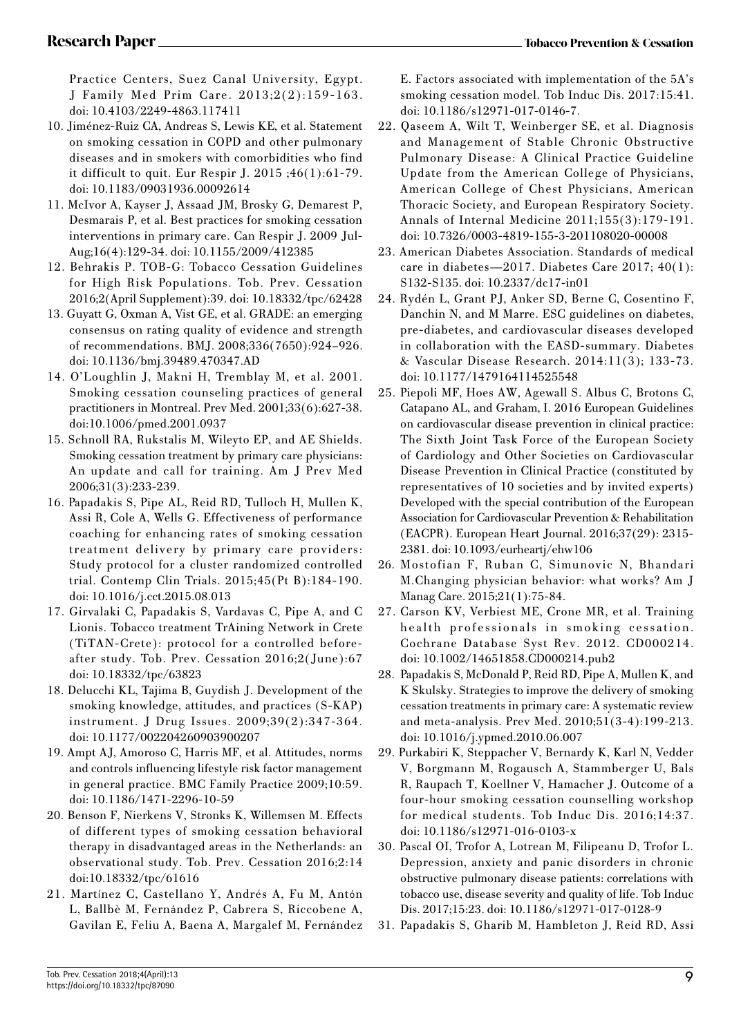Practice Centers, Suez Canal University, Egypt. J Family Med Prim Care. 2013;2(2):159-163. doi: 10.4103/2249-4863.117411

10. Jiménez-Ruiz CA, Andreas S, Lewis KE, et al. Statement on smoking cessation in COPD and other pulmonary diseases and in smokers with comorbidities who find it difficult to quit. Eur Respir J. 2015 ;46(1):61-79. doi: 10.1183/09031936.00092614
11. McIvor A, Kayser J, Assaad JM, Brosky G, Demarest P, Desmarais P, et al. Best practices for smoking cessation interventions in primary care. Can Respir J. 2009 Jul-Aug;16(4):129-34. doi: 10.1155/2009/412385
12. Behrakis P. TOB-G: Tobacco Cessation Guidelines for High Risk Populations. Tob. Prev. Cessation 2016;2(April Supplement):39. doi: 10.18332/tpc/62428
13. Guyatt G, Oxman A, Vist GE, et al. GRADE: an emerging consensus on rating quality of evidence and strength of recommendations. BMJ. 2008;336(7650):924–926. doi: 10.1136/bmj.39489.470347.AD
14. O'Loughlin J, Makni H, Tremblay M, et al. 2001. Smoking cessation counseling practices of general practitioners in Montreal. Prev Med. 2001;33(6):627-38. doi:10.1006/pmed.2001.0937
15. Schnoll RA, Rukstalis M, Wileyto EP, and AE Shields. Smoking cessation treatment by primary care physicians: An update and call for training. Am J Prev Med 2006;31(3):233-239.
16. Papadakis S, Pipe AL, Reid RD, Tulloch H, Mullen K, Assi R, Cole A, Wells G. Effectiveness of performance coaching for enhancing rates of smoking cessation treatment delivery by primary care providers: Study protocol for a cluster randomized controlled trial. Contemp Clin Trials. 2015;45(Pt B):184-190. doi: 10.1016/j.cct.2015.08.013
17. Girvalaki C, Papadakis S, Vardavas C, Pipe A, and C Lionis. Tobacco treatment TrAining Network in Crete (TiTAN-Crete): protocol for a controlled before-after study. Tob. Prev. Cessation 2016;2(June):67 doi: 10.18332/tpc/63823
18. Delucchi KL, Tajima B, Guydish J. Development of the smoking knowledge, attitudes, and practices (S-KAP) instrument. J Drug Issues. 2009;39(2):347-364. doi: 10.1177/002204260903900207
19. Ampt AJ, Amoroso C, Harris MF, et al. Attitudes, norms and controls influencing lifestyle risk factor management in general practice. BMC Family Practice 2009;10:59. doi: 10.1186/1471-2296-10-59
20. Benson F, Nierkens V, Stronks K, Willemsen M. Effects of different types of smoking cessation behavioral therapy in disadvantaged areas in the Netherlands: an observational study. Tob. Prev. Cessation 2016;2:14 doi:10.18332/tpc/61616
21. Martínez C, Castellano Y, Andrés A, Fu M, Antón L, Ballbè M, Fernández P, Cabrera S, Riccobene A, Gavilan E, Feliu A, Baena A, Margalef M, Fernández E. Factors associated with implementation of the 5A's smoking cessation model. Tob Induc Dis. 2017:15:41. doi: 10.1186/s12971-017-0146-7.
22. Qaseem A, Wilt T, Weinberger SE, et al. Diagnosis and Management of Stable Chronic Obstructive Pulmonary Disease: A Clinical Practice Guideline Update from the American College of Physicians, American College of Chest Physicians, American Thoracic Society, and European Respiratory Society. Annals of Internal Medicine 2011;155(3):179-191. doi: 10.7326/0003-4819-155-3-201108020-00008
23. American Diabetes Association. Standards of medical care in diabetes—2017. Diabetes Care 2017; 40(1): S132-S135. doi: 10.2337/dc17-in01
24. Rydén L, Grant PJ, Anker SD, Berne C, Cosentino F, Danchin N, and M Marre. ESC guidelines on diabetes, pre-diabetes, and cardiovascular diseases developed in collaboration with the EASD-summary. Diabetes & Vascular Disease Research. 2014:11(3); 133-73. doi: 10.1177/1479164114525548
25. Piepoli MF, Hoes AW, Agewall S. Albus C, Brotons C, Catapano AL, and Graham, I. 2016 European Guidelines on cardiovascular disease prevention in clinical practice: The Sixth Joint Task Force of the European Society of Cardiology and Other Societies on Cardiovascular Disease Prevention in Clinical Practice (constituted by representatives of 10 societies and by invited experts) Developed with the special contribution of the European Association for Cardiovascular Prevention & Rehabilitation (EACPR). European Heart Journal. 2016;37(29): 2315-2381. doi: 10.1093/eurheartj/ehw106
26. Mostofian F, Ruban C, Simunovic N, Bhandari M.Changing physician behavior: what works? Am J Manag Care. 2015;21(1):75-84.
27. Carson KV, Verbiest ME, Crone MR, et al. Training health professionals in smoking cessation. Cochrane Database Syst Rev. 2012. CD000214. doi: 10.1002/14651858.CD000214.pub2
28. Papadakis S, McDonald P, Reid RD, Pipe A, Mullen K, and K Skulsky. Strategies to improve the delivery of smoking cessation treatments in primary care: A systematic review and meta-analysis. Prev Med. 2010;51(3-4):199-213. doi: 10.1016/j.ypmed.2010.06.007
29. Purkabiri K, Steppacher V, Bernardy K, Karl N, Vedder V, Borgmann M, Rogausch A, Stammberger U, Bals R, Raupach T, Koellner V, Hamacher J. Outcome of a four-hour smoking cessation counselling workshop for medical students. Tob Induc Dis. 2016;14:37. doi: 10.1186/s12971-016-0103-x
30. Pascal OI, Trofor A, Lotrean M, Filipeanu D, Trofor L. Depression, anxiety and panic disorders in chronic obstructive pulmonary disease patients: correlations with tobacco use, disease severity and quality of life. Tob Induc Dis. 2017;15:23. doi: 10.1186/s12971-017-0128-9
31. Papadakis S, Gharib M, Hambleton J, Reid RD, Assi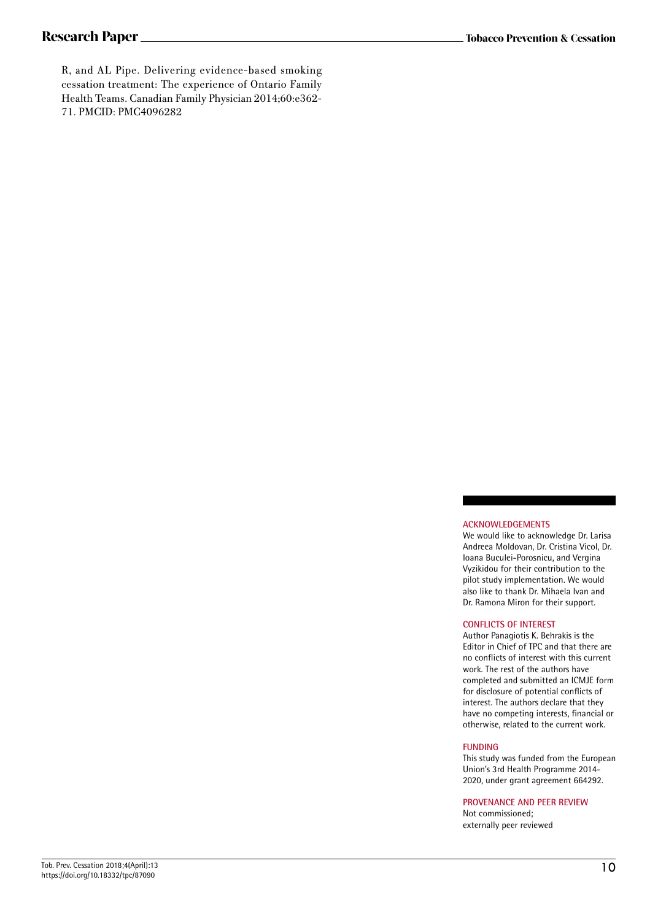R, and AL Pipe. Delivering evidence-based smoking cessation treatment: The experience of Ontario Family Health Teams. Canadian Family Physician 2014;60:e362-71. PMCID: PMC4096282

### ACKNOWLEDGEMENTS

We would like to acknowledge Dr. Larisa Andreea Moldovan, Dr. Cristina Vicol, Dr. Ioana Buculei-Porosnicu, and Vergina Vyzikidou for their contribution to the pilot study implementation. We would also like to thank Dr. Mihaela Ivan and Dr. Ramona Miron for their support.

### CONFLICTS OF INTEREST

Author Panagiotis K. Behrakis is the Editor in Chief of TPC and that there are no conflicts of interest with this current work. The rest of the authors have completed and submitted an ICMJE form for disclosure of potential conflicts of interest. The authors declare that they have no competing interests, financial or otherwise, related to the current work.

### FUNDING

This study was funded from the European Union's 3rd Health Programme 2014-2020, under grant agreement 664292.

### PROVENANCE AND PEER REVIEW

Not commissioned;
externally peer reviewed